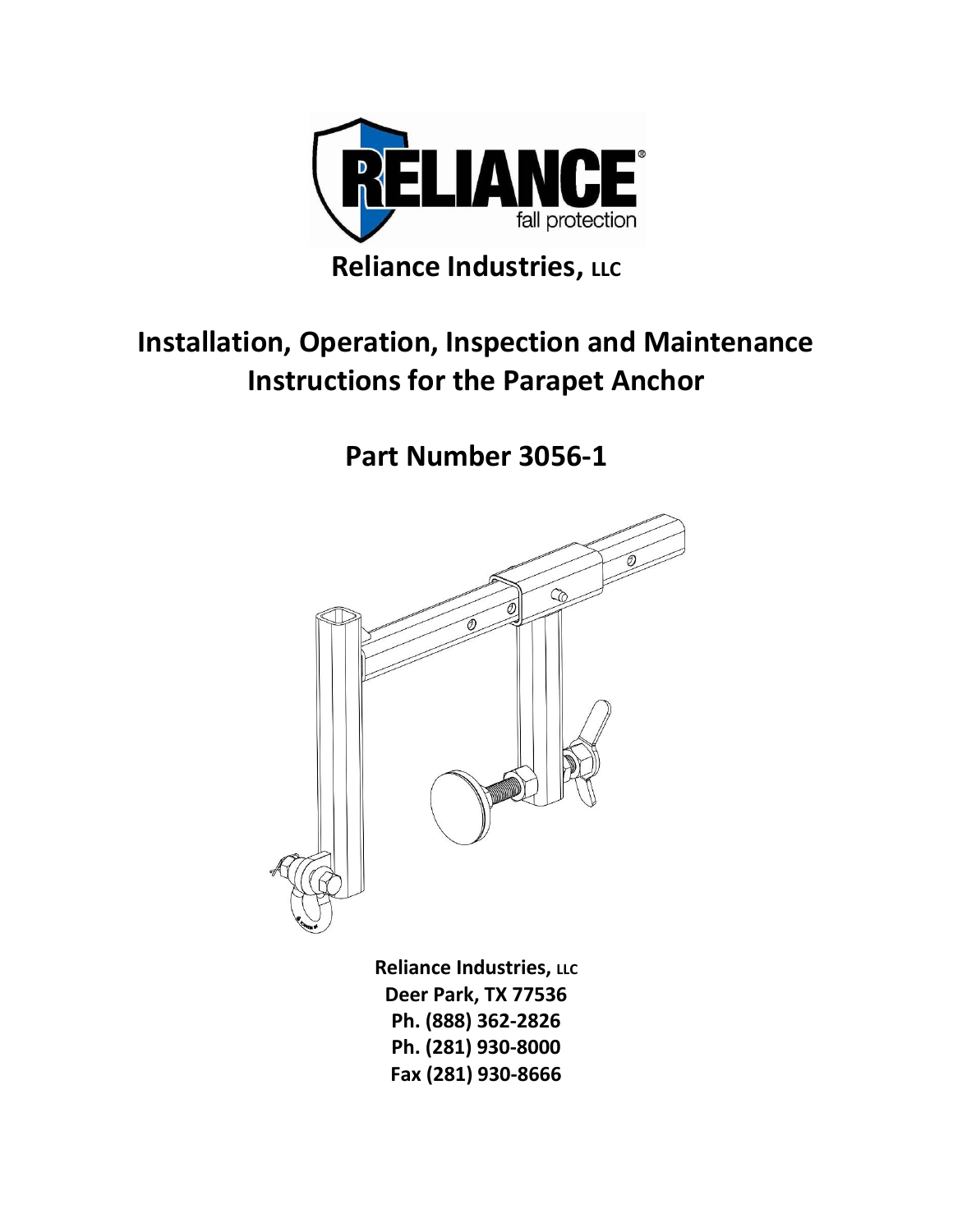Reliance Industries, LLC

# Installation, Operation, Inspection and Maintenance Instructions for the Parapet Anchor

## Part Number 3056-1

**Reliance Industries, LLC**
**Deer Park, TX 77536**
**Ph. (888) 362-2826**
**Ph. (281) 930-8000**
**Fax (281) 930-8666**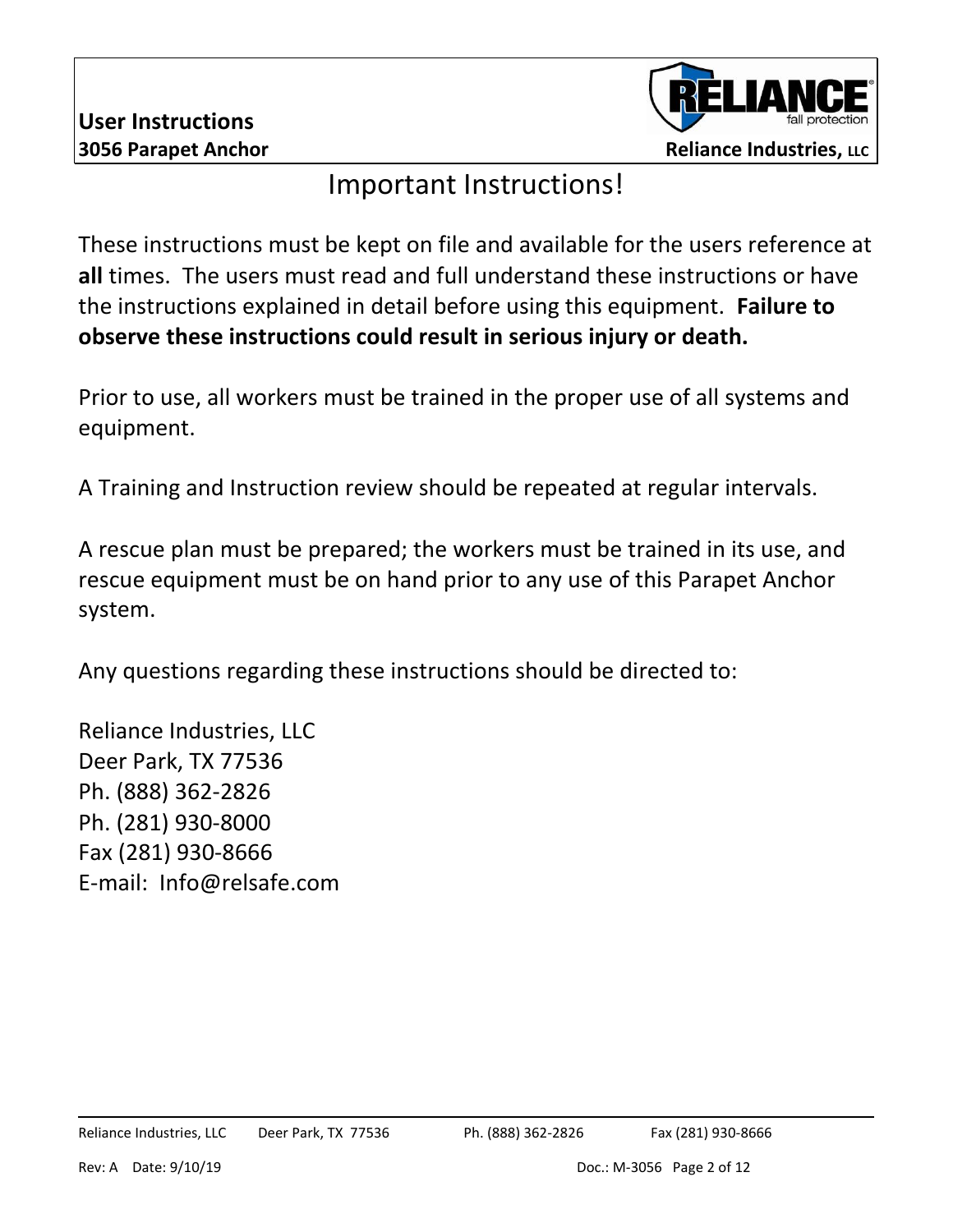# Important Instructions!

These instructions must be kept on file and available for the users reference at **all** times. The users must read and full understand these instructions or have the instructions explained in detail before using this equipment. **Failure to observe these instructions could result in serious injury or death.**

Prior to use, all workers must be trained in the proper use of all systems and equipment.

A Training and Instruction review should be repeated at regular intervals.

A rescue plan must be prepared; the workers must be trained in its use, and rescue equipment must be on hand prior to any use of this Parapet Anchor system.

Any questions regarding these instructions should be directed to:

Reliance Industries, LLC
Deer Park, TX 77536
Ph. (888) 362-2826
Ph. (281) 930-8000
Fax (281) 930-8666
E-mail: Info@relsafe.com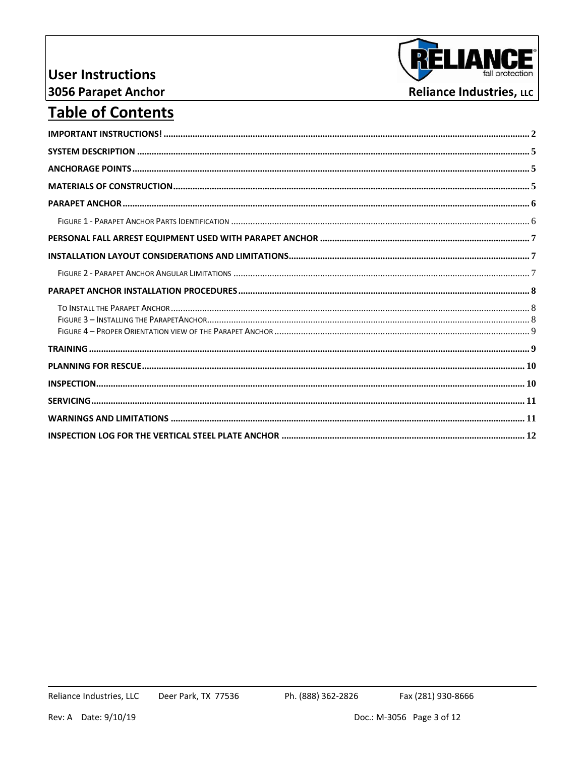# Table of Contents

| | |
|---|---|
| **IMPORTANT INSTRUCTIONS!** | 2 |
| **SYSTEM DESCRIPTION** | 5 |
| **ANCHORAGE POINTS** | 5 |
| **MATERIALS OF CONSTRUCTION** | 5 |
| **PARAPET ANCHOR** | 6 |
| Figure 1 - Parapet Anchor Parts Identification | 6 |
| **PERSONAL FALL ARREST EQUIPMENT USED WITH PARAPET ANCHOR** | 7 |
| **INSTALLATION LAYOUT CONSIDERATIONS AND LIMITATIONS** | 7 |
| Figure 2 - Parapet Anchor Angular Limitations | 7 |
| **PARAPET ANCHOR INSTALLATION PROCEDURES** | 8 |
| To Install the Parapet Anchor | 8 |
| Figure 3 – Installing the ParapetAnchor | 8 |
| Figure 4 – Proper Orientation view of the Parapet Anchor | 9 |
| **TRAINING** | 9 |
| **PLANNING FOR RESCUE** | 10 |
| **INSPECTION** | 10 |
| **SERVICING** | 11 |
| **WARNINGS AND LIMITATIONS** | 11 |
| **INSPECTION LOG FOR THE VERTICAL STEEL PLATE ANCHOR** | 12 |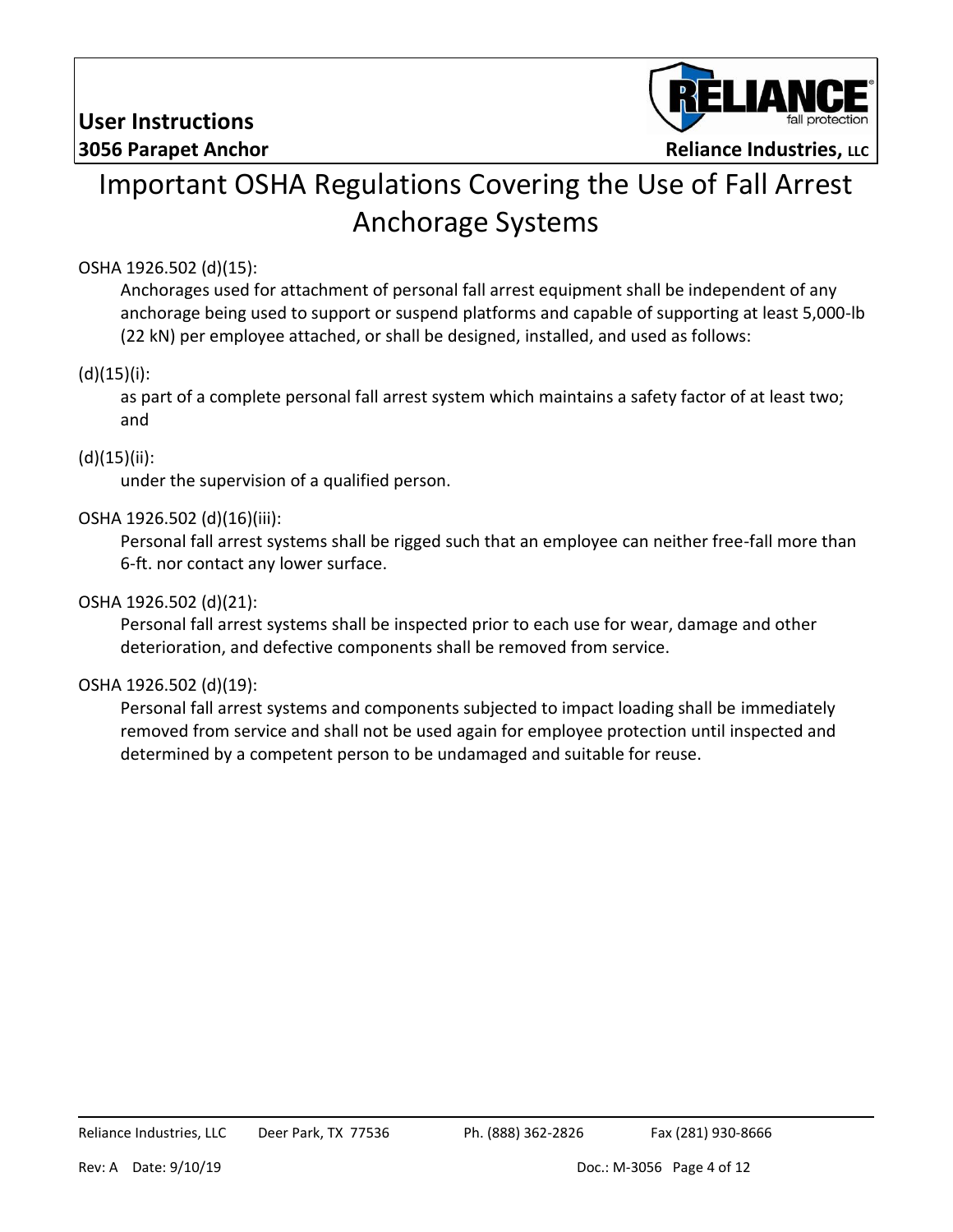# Important OSHA Regulations Covering the Use of Fall Arrest Anchorage Systems

OSHA 1926.502 (d)(15):

Anchorages used for attachment of personal fall arrest equipment shall be independent of any anchorage being used to support or suspend platforms and capable of supporting at least 5,000-lb (22 kN) per employee attached, or shall be designed, installed, and used as follows:

(d)(15)(i):

as part of a complete personal fall arrest system which maintains a safety factor of at least two; and

(d)(15)(ii):

under the supervision of a qualified person.

OSHA 1926.502 (d)(16)(iii):

Personal fall arrest systems shall be rigged such that an employee can neither free-fall more than 6-ft. nor contact any lower surface.

OSHA 1926.502 (d)(21):

Personal fall arrest systems shall be inspected prior to each use for wear, damage and other deterioration, and defective components shall be removed from service.

OSHA 1926.502 (d)(19):

Personal fall arrest systems and components subjected to impact loading shall be immediately removed from service and shall not be used again for employee protection until inspected and determined by a competent person to be undamaged and suitable for reuse.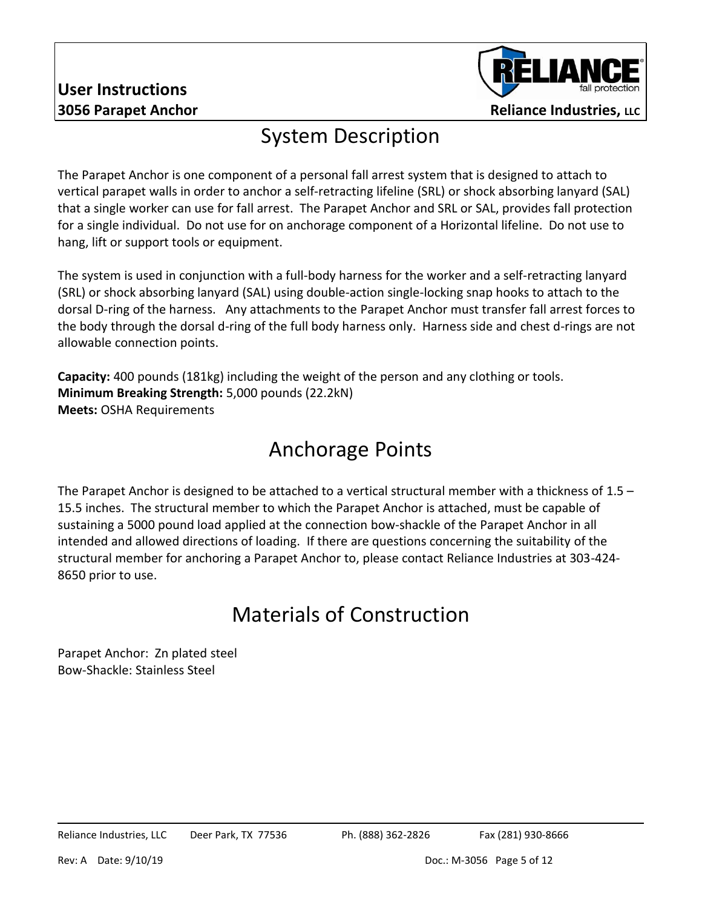# System Description

The Parapet Anchor is one component of a personal fall arrest system that is designed to attach to vertical parapet walls in order to anchor a self-retracting lifeline (SRL) or shock absorbing lanyard (SAL) that a single worker can use for fall arrest. The Parapet Anchor and SRL or SAL, provides fall protection for a single individual. Do not use for on anchorage component of a Horizontal lifeline. Do not use to hang, lift or support tools or equipment.

The system is used in conjunction with a full-body harness for the worker and a self-retracting lanyard (SRL) or shock absorbing lanyard (SAL) using double-action single-locking snap hooks to attach to the dorsal D-ring of the harness. Any attachments to the Parapet Anchor must transfer fall arrest forces to the body through the dorsal d-ring of the full body harness only. Harness side and chest d-rings are not allowable connection points.

**Capacity:** 400 pounds (181kg) including the weight of the person and any clothing or tools.
**Minimum Breaking Strength:** 5,000 pounds (22.2kN)
**Meets:** OSHA Requirements

# Anchorage Points

The Parapet Anchor is designed to be attached to a vertical structural member with a thickness of 1.5 – 15.5 inches. The structural member to which the Parapet Anchor is attached, must be capable of sustaining a 5000 pound load applied at the connection bow-shackle of the Parapet Anchor in all intended and allowed directions of loading. If there are questions concerning the suitability of the structural member for anchoring a Parapet Anchor to, please contact Reliance Industries at 303-424-8650 prior to use.

# Materials of Construction

Parapet Anchor: Zn plated steel
Bow-Shackle: Stainless Steel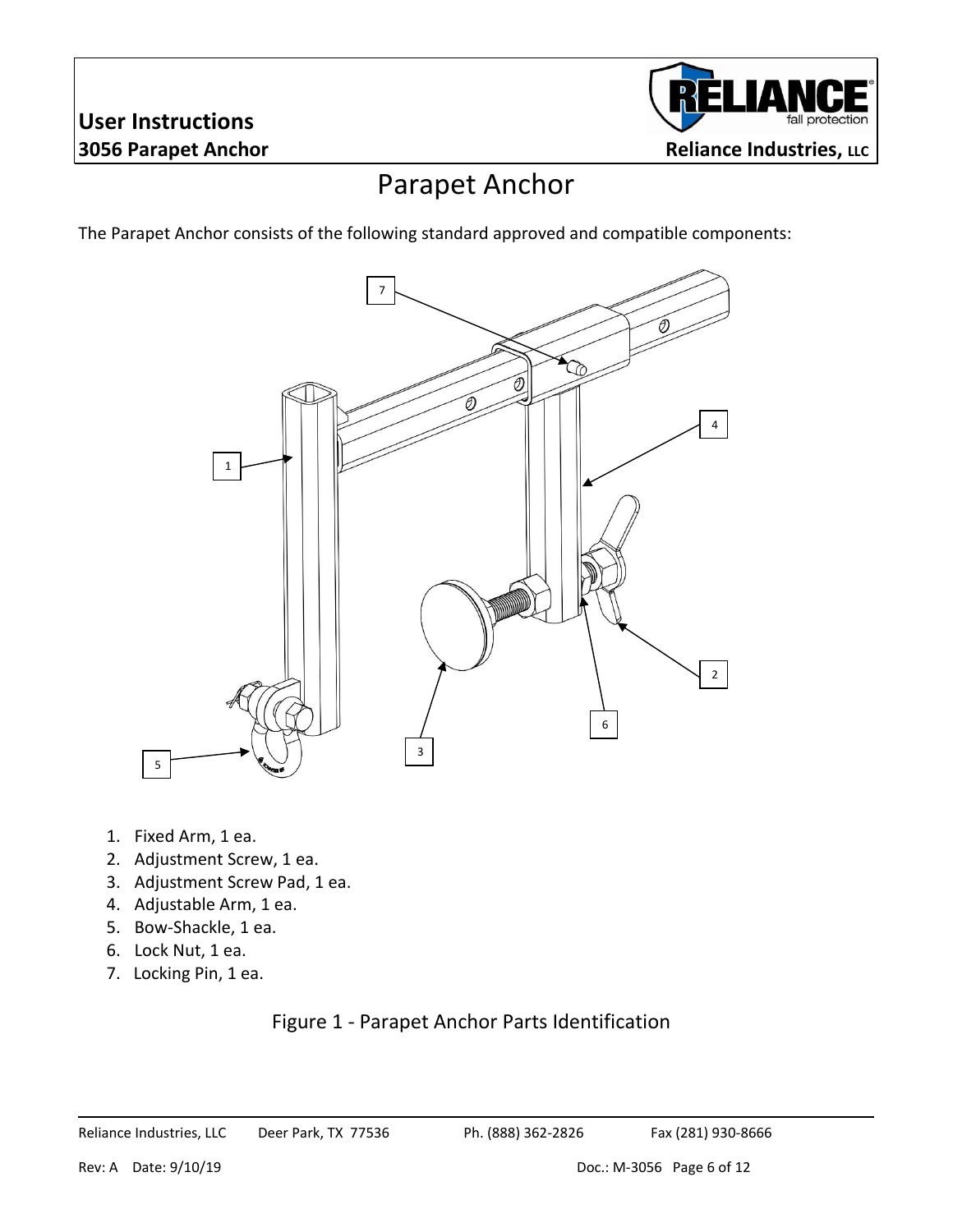# Parapet Anchor

The Parapet Anchor consists of the following standard approved and compatible components:

1. Fixed Arm, 1 ea.
2. Adjustment Screw, 1 ea.
3. Adjustment Screw Pad, 1 ea.
4. Adjustable Arm, 1 ea.
5. Bow-Shackle, 1 ea.
6. Lock Nut, 1 ea.
7. Locking Pin, 1 ea.

Figure 1 - Parapet Anchor Parts Identification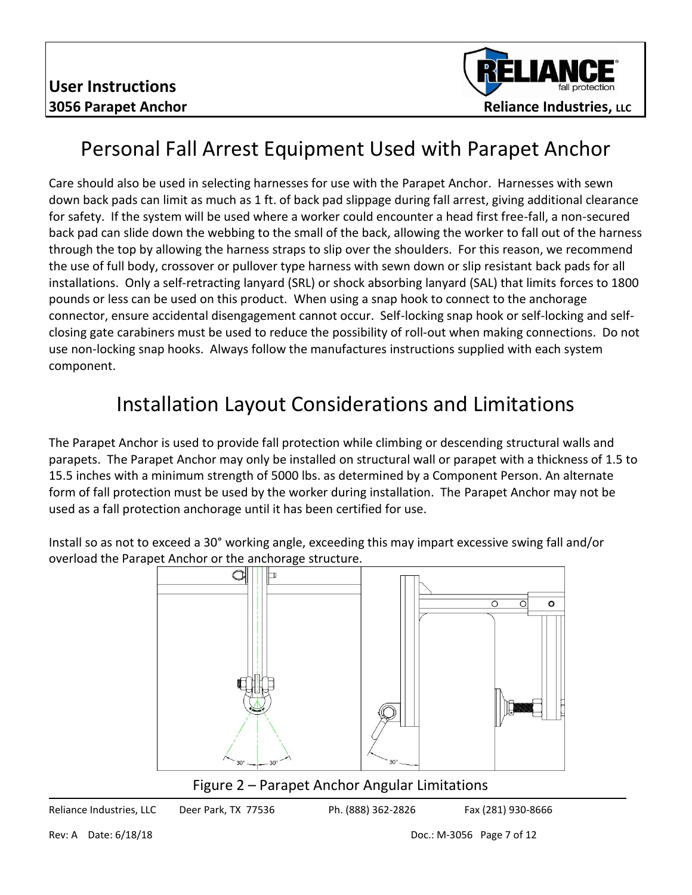# Personal Fall Arrest Equipment Used with Parapet Anchor

Care should also be used in selecting harnesses for use with the Parapet Anchor. Harnesses with sewn down back pads can limit as much as 1 ft. of back pad slippage during fall arrest, giving additional clearance for safety. If the system will be used where a worker could encounter a head first free-fall, a non-secured back pad can slide down the webbing to the small of the back, allowing the worker to fall out of the harness through the top by allowing the harness straps to slip over the shoulders. For this reason, we recommend the use of full body, crossover or pullover type harness with sewn down or slip resistant back pads for all installations. Only a self-retracting lanyard (SRL) or shock absorbing lanyard (SAL) that limits forces to 1800 pounds or less can be used on this product. When using a snap hook to connect to the anchorage connector, ensure accidental disengagement cannot occur. Self-locking snap hook or self-locking and self-closing gate carabiners must be used to reduce the possibility of roll-out when making connections. Do not use non-locking snap hooks. Always follow the manufactures instructions supplied with each system component.

# Installation Layout Considerations and Limitations

The Parapet Anchor is used to provide fall protection while climbing or descending structural walls and parapets. The Parapet Anchor may only be installed on structural wall or parapet with a thickness of 1.5 to 15.5 inches with a minimum strength of 5000 lbs. as determined by a Component Person. An alternate form of fall protection must be used by the worker during installation. The Parapet Anchor may not be used as a fall protection anchorage until it has been certified for use.

Install so as not to exceed a 30° working angle, exceeding this may impart excessive swing fall and/or overload the Parapet Anchor or the anchorage structure.

Figure 2 – Parapet Anchor Angular Limitations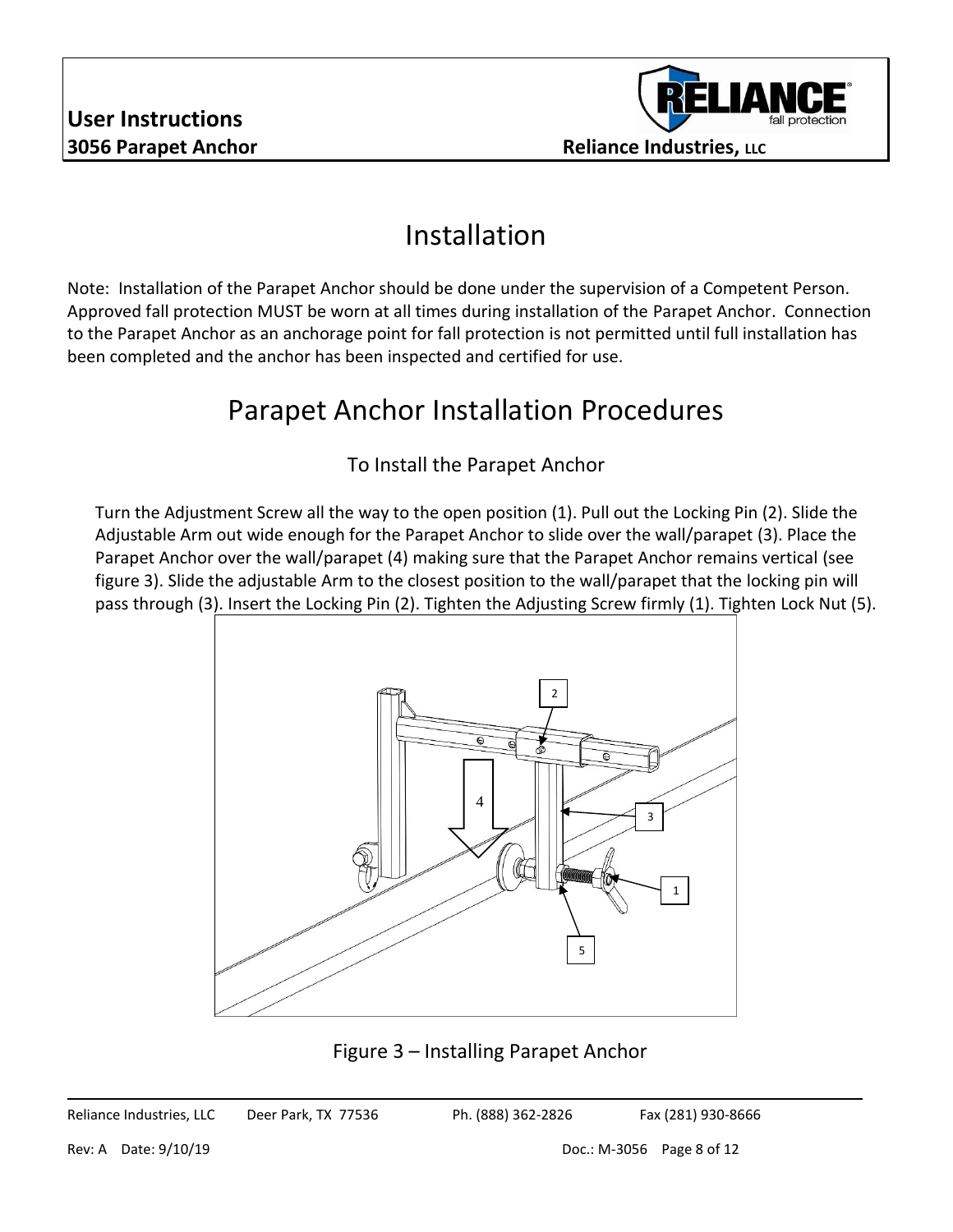# Installation

Note: Installation of the Parapet Anchor should be done under the supervision of a Competent Person. Approved fall protection MUST be worn at all times during installation of the Parapet Anchor. Connection to the Parapet Anchor as an anchorage point for fall protection is not permitted until full installation has been completed and the anchor has been inspected and certified for use.

# Parapet Anchor Installation Procedures

## To Install the Parapet Anchor

Turn the Adjustment Screw all the way to the open position (1). Pull out the Locking Pin (2). Slide the Adjustable Arm out wide enough for the Parapet Anchor to slide over the wall/parapet (3). Place the Parapet Anchor over the wall/parapet (4) making sure that the Parapet Anchor remains vertical (see figure 3). Slide the adjustable Arm to the closest position to the wall/parapet that the locking pin will pass through (3). Insert the Locking Pin (2). Tighten the Adjusting Screw firmly (1). Tighten Lock Nut (5).

Figure 3 – Installing Parapet Anchor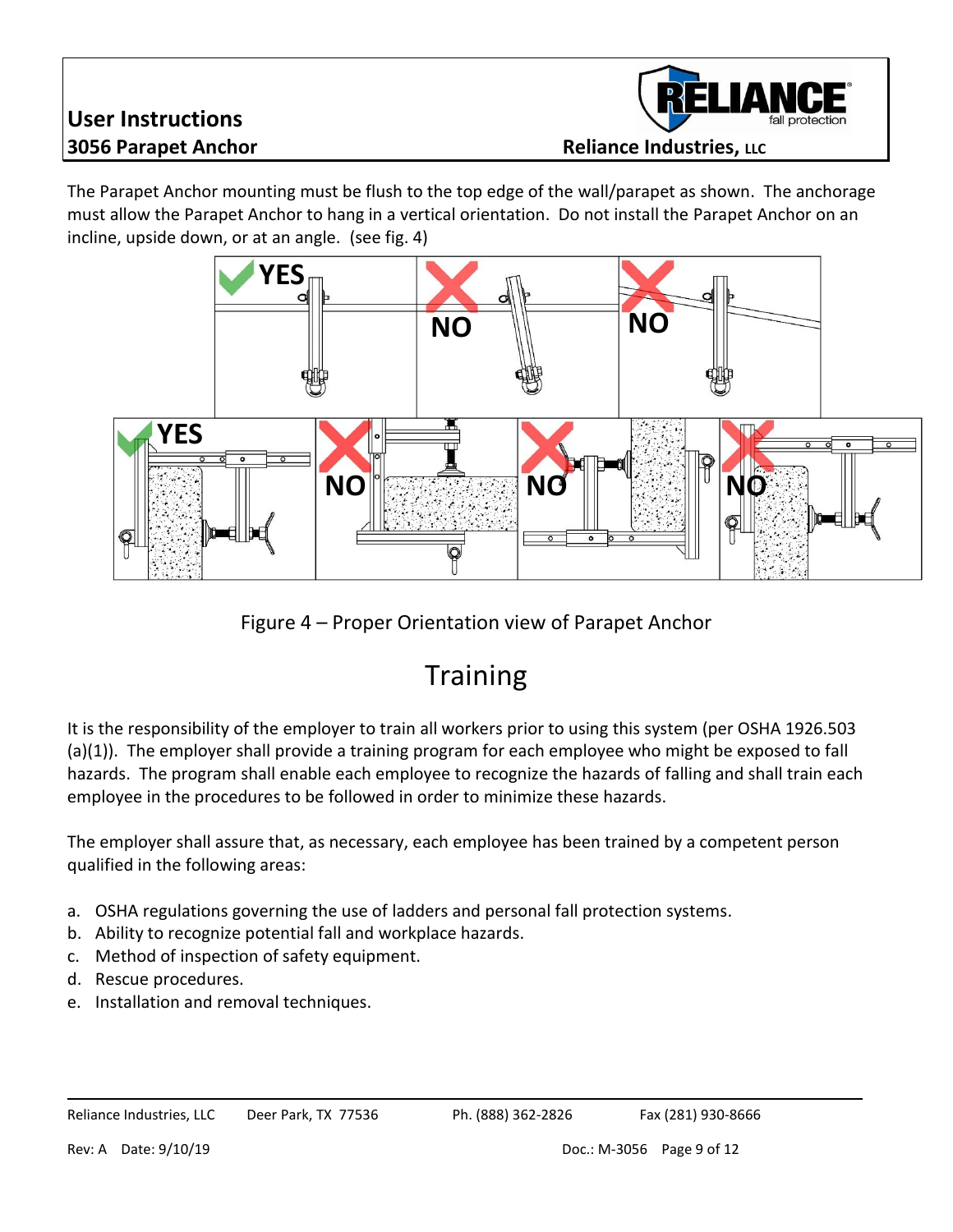The Parapet Anchor mounting must be flush to the top edge of the wall/parapet as shown. The anchorage must allow the Parapet Anchor to hang in a vertical orientation. Do not install the Parapet Anchor on an incline, upside down, or at an angle. (see fig. 4)

Figure 4 – Proper Orientation view of Parapet Anchor

# Training

It is the responsibility of the employer to train all workers prior to using this system (per OSHA 1926.503 (a)(1)). The employer shall provide a training program for each employee who might be exposed to fall hazards. The program shall enable each employee to recognize the hazards of falling and shall train each employee in the procedures to be followed in order to minimize these hazards.

The employer shall assure that, as necessary, each employee has been trained by a competent person qualified in the following areas:

a. OSHA regulations governing the use of ladders and personal fall protection systems.
b. Ability to recognize potential fall and workplace hazards.
c. Method of inspection of safety equipment.
d. Rescue procedures.
e. Installation and removal techniques.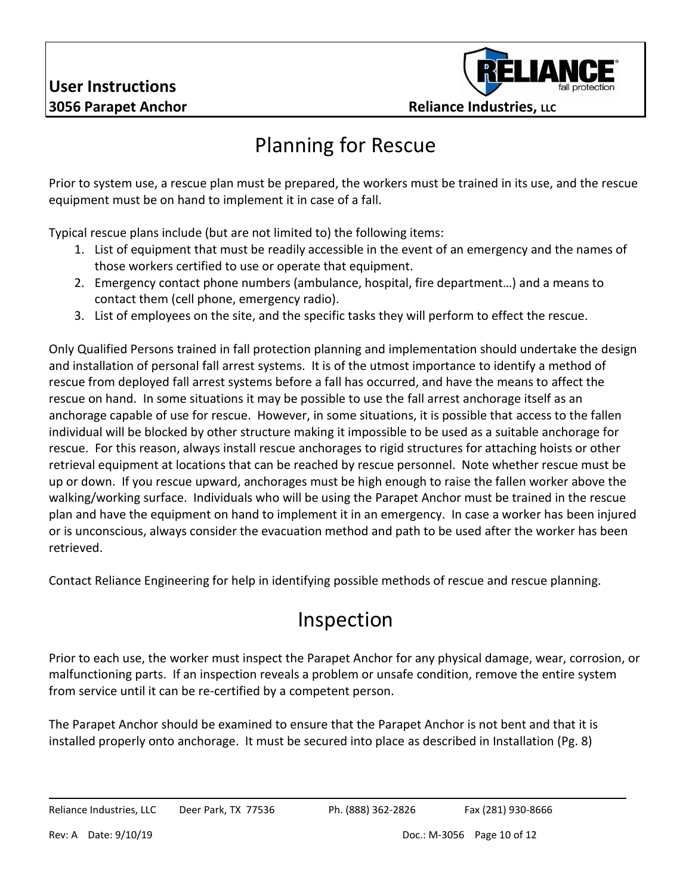# Planning for Rescue

Prior to system use, a rescue plan must be prepared, the workers must be trained in its use, and the rescue equipment must be on hand to implement it in case of a fall.

Typical rescue plans include (but are not limited to) the following items:

1. List of equipment that must be readily accessible in the event of an emergency and the names of those workers certified to use or operate that equipment.
2. Emergency contact phone numbers (ambulance, hospital, fire department…) and a means to contact them (cell phone, emergency radio).
3. List of employees on the site, and the specific tasks they will perform to effect the rescue.

Only Qualified Persons trained in fall protection planning and implementation should undertake the design and installation of personal fall arrest systems. It is of the utmost importance to identify a method of rescue from deployed fall arrest systems before a fall has occurred, and have the means to affect the rescue on hand. In some situations it may be possible to use the fall arrest anchorage itself as an anchorage capable of use for rescue. However, in some situations, it is possible that access to the fallen individual will be blocked by other structure making it impossible to be used as a suitable anchorage for rescue. For this reason, always install rescue anchorages to rigid structures for attaching hoists or other retrieval equipment at locations that can be reached by rescue personnel. Note whether rescue must be up or down. If you rescue upward, anchorages must be high enough to raise the fallen worker above the walking/working surface. Individuals who will be using the Parapet Anchor must be trained in the rescue plan and have the equipment on hand to implement it in an emergency. In case a worker has been injured or is unconscious, always consider the evacuation method and path to be used after the worker has been retrieved.

Contact Reliance Engineering for help in identifying possible methods of rescue and rescue planning.

# Inspection

Prior to each use, the worker must inspect the Parapet Anchor for any physical damage, wear, corrosion, or malfunctioning parts. If an inspection reveals a problem or unsafe condition, remove the entire system from service until it can be re-certified by a competent person.

The Parapet Anchor should be examined to ensure that the Parapet Anchor is not bent and that it is installed properly onto anchorage. It must be secured into place as described in Installation (Pg. 8)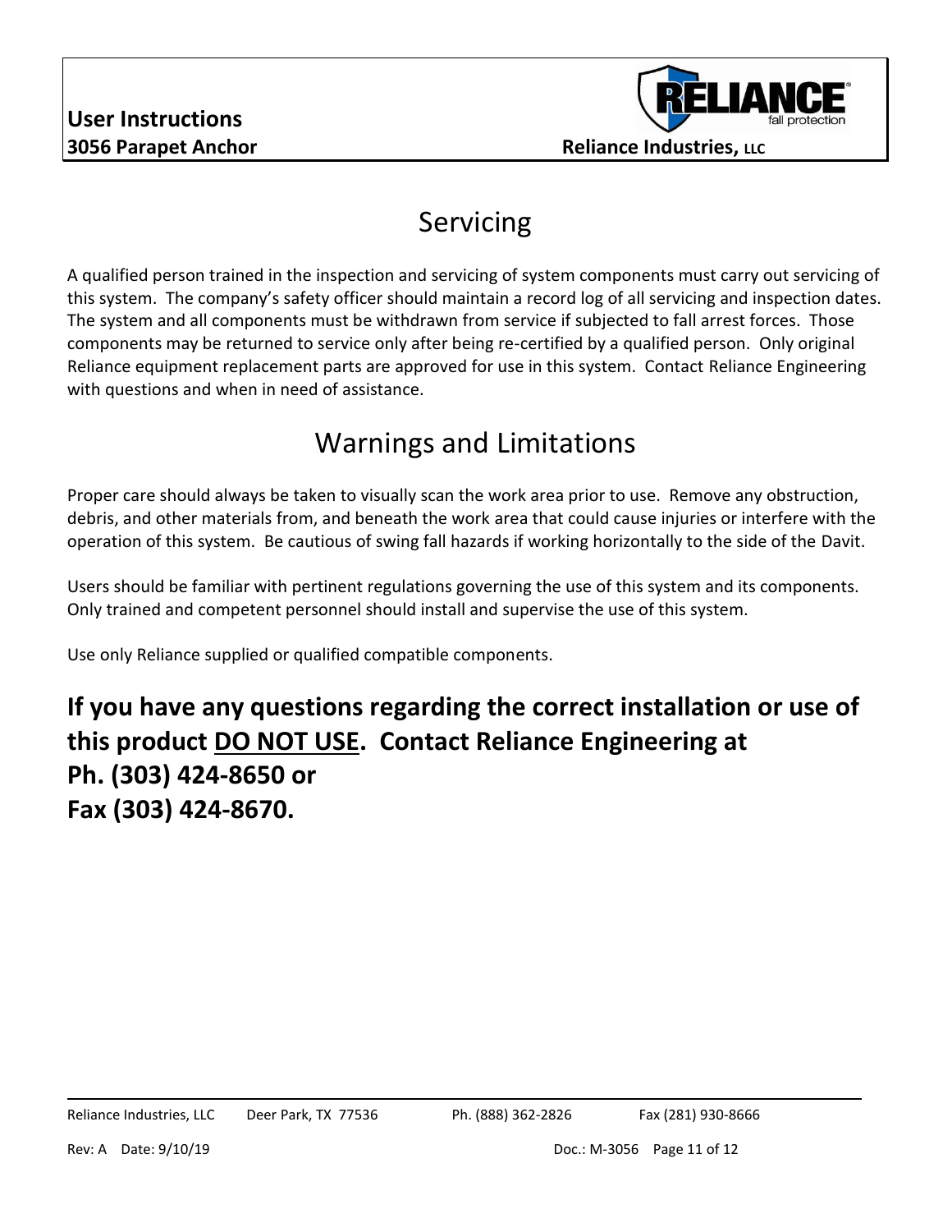# Servicing

A qualified person trained in the inspection and servicing of system components must carry out servicing of this system. The company's safety officer should maintain a record log of all servicing and inspection dates. The system and all components must be withdrawn from service if subjected to fall arrest forces. Those components may be returned to service only after being re-certified by a qualified person. Only original Reliance equipment replacement parts are approved for use in this system. Contact Reliance Engineering with questions and when in need of assistance.

# Warnings and Limitations

Proper care should always be taken to visually scan the work area prior to use. Remove any obstruction, debris, and other materials from, and beneath the work area that could cause injuries or interfere with the operation of this system. Be cautious of swing fall hazards if working horizontally to the side of the Davit.

Users should be familiar with pertinent regulations governing the use of this system and its components. Only trained and competent personnel should install and supervise the use of this system.

Use only Reliance supplied or qualified compatible components.

**If you have any questions regarding the correct installation or use of this product <u>DO NOT USE</u>. Contact Reliance Engineering at Ph. (303) 424-8650 or Fax (303) 424-8670.**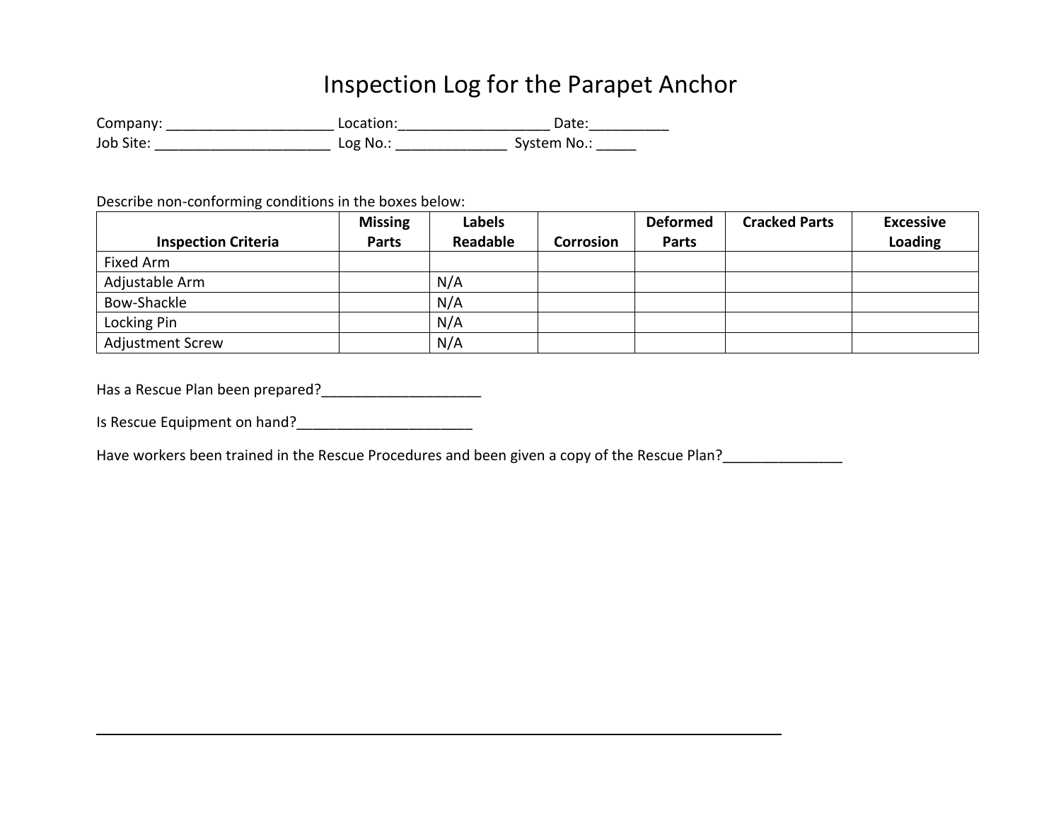# Inspection Log for the Parapet Anchor

Company: _____________________ Location:___________________ Date:__________
Job Site: ______________________ Log No.: ______________ System No.: _____

Describe non-conforming conditions in the boxes below:

| Inspection Criteria | Missing Parts | Labels Readable | Corrosion | Deformed Parts | Cracked Parts | Excessive Loading |
|---|---|---|---|---|---|---|
| Fixed Arm | | | | | | |
| Adjustable Arm | | N/A | | | | |
| Bow-Shackle | | N/A | | | | |
| Locking Pin | | N/A | | | | |
| Adjustment Screw | | N/A | | | | |

Has a Rescue Plan been prepared?____________________

Is Rescue Equipment on hand?______________________

Have workers been trained in the Rescue Procedures and been given a copy of the Rescue Plan?_______________

_______________________________________________________________________________